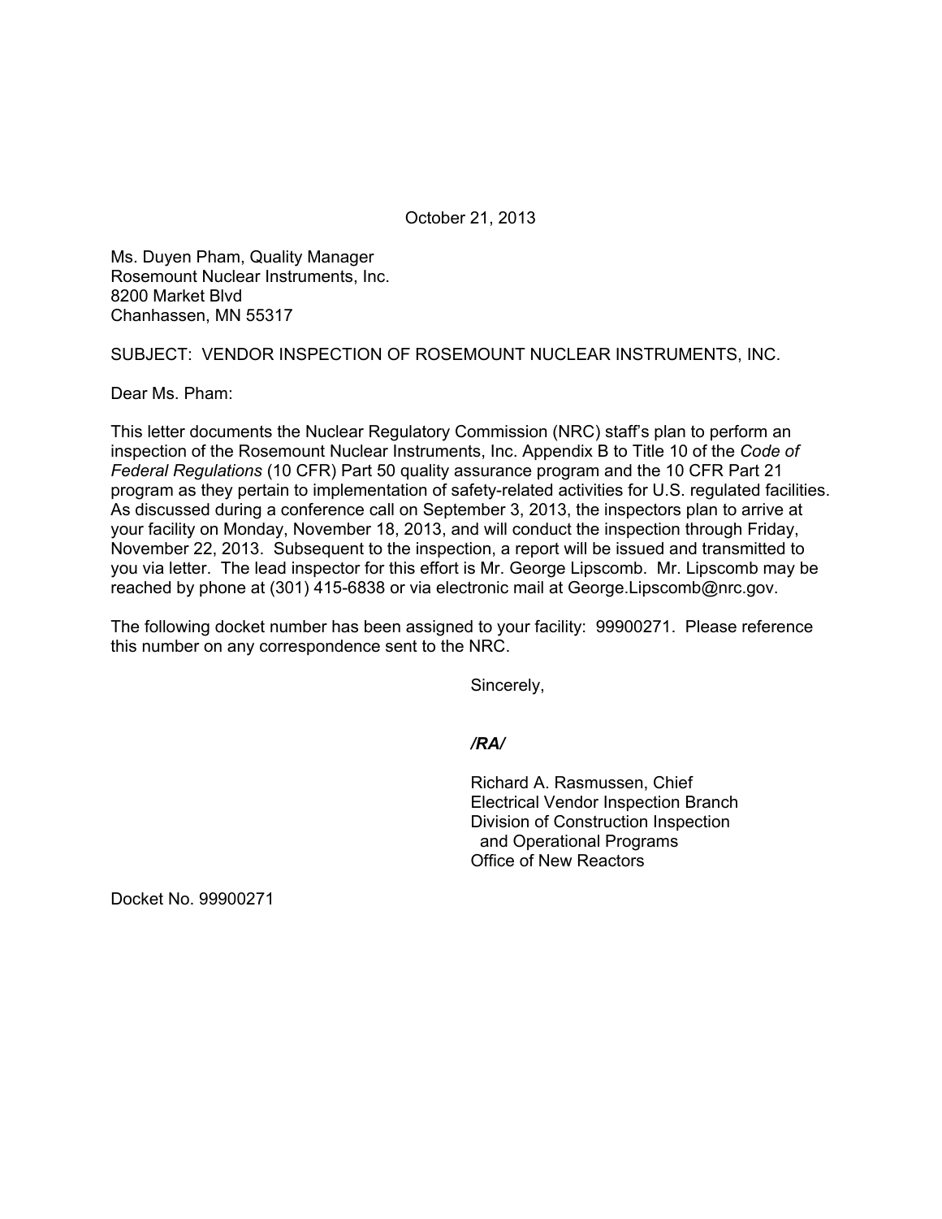October 21, 2013

Ms. Duyen Pham, Quality Manager
Rosemount Nuclear Instruments, Inc.
8200 Market Blvd
Chanhassen, MN 55317

SUBJECT: VENDOR INSPECTION OF ROSEMOUNT NUCLEAR INSTRUMENTS, INC.

Dear Ms. Pham:

This letter documents the Nuclear Regulatory Commission (NRC) staff's plan to perform an inspection of the Rosemount Nuclear Instruments, Inc. Appendix B to Title 10 of the *Code of Federal Regulations* (10 CFR) Part 50 quality assurance program and the 10 CFR Part 21 program as they pertain to implementation of safety-related activities for U.S. regulated facilities. As discussed during a conference call on September 3, 2013, the inspectors plan to arrive at your facility on Monday, November 18, 2013, and will conduct the inspection through Friday, November 22, 2013. Subsequent to the inspection, a report will be issued and transmitted to you via letter. The lead inspector for this effort is Mr. George Lipscomb. Mr. Lipscomb may be reached by phone at (301) 415-6838 or via electronic mail at George.Lipscomb@nrc.gov.

The following docket number has been assigned to your facility: 99900271. Please reference this number on any correspondence sent to the NRC.

Sincerely,

***/RA/***

Richard A. Rasmussen, Chief
Electrical Vendor Inspection Branch
Division of Construction Inspection
and Operational Programs
Office of New Reactors

Docket No. 99900271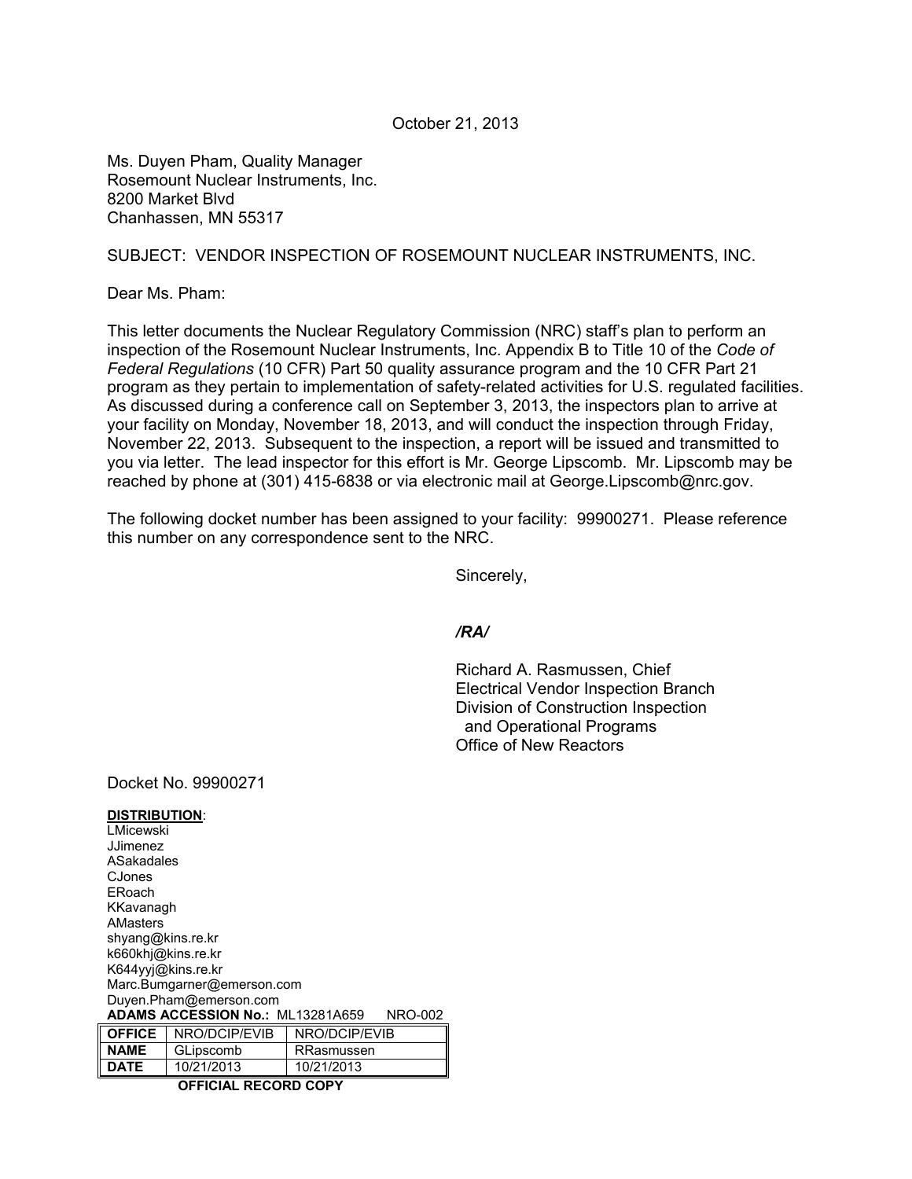October 21, 2013

Ms. Duyen Pham, Quality Manager
Rosemount Nuclear Instruments, Inc.
8200 Market Blvd
Chanhassen, MN 55317

SUBJECT: VENDOR INSPECTION OF ROSEMOUNT NUCLEAR INSTRUMENTS, INC.

Dear Ms. Pham:

This letter documents the Nuclear Regulatory Commission (NRC) staff's plan to perform an inspection of the Rosemount Nuclear Instruments, Inc. Appendix B to Title 10 of the *Code of Federal Regulations* (10 CFR) Part 50 quality assurance program and the 10 CFR Part 21 program as they pertain to implementation of safety-related activities for U.S. regulated facilities. As discussed during a conference call on September 3, 2013, the inspectors plan to arrive at your facility on Monday, November 18, 2013, and will conduct the inspection through Friday, November 22, 2013. Subsequent to the inspection, a report will be issued and transmitted to you via letter. The lead inspector for this effort is Mr. George Lipscomb. Mr. Lipscomb may be reached by phone at (301) 415-6838 or via electronic mail at George.Lipscomb@nrc.gov.

The following docket number has been assigned to your facility: 99900271. Please reference this number on any correspondence sent to the NRC.

Sincerely,

*/RA/*

Richard A. Rasmussen, Chief
Electrical Vendor Inspection Branch
Division of Construction Inspection
and Operational Programs
Office of New Reactors

Docket No. 99900271

**DISTRIBUTION**:
LMicewski
JJimenez
ASakadales
CJones
ERoach
KKavanagh
AMasters
shyang@kins.re.kr
k660khj@kins.re.kr
K644yyj@kins.re.kr
Marc.Bumgarner@emerson.com
Duyen.Pham@emerson.com

**ADAMS ACCESSION No.:** ML13281A659 NRO-002

| | | |
|---|---|---|
| **OFFICE** | NRO/DCIP/EVIB | NRO/DCIP/EVIB |
| **NAME** | GLipscomb | RRasmussen |
| **DATE** | 10/21/2013 | 10/21/2013 |

**OFFICIAL RECORD COPY**